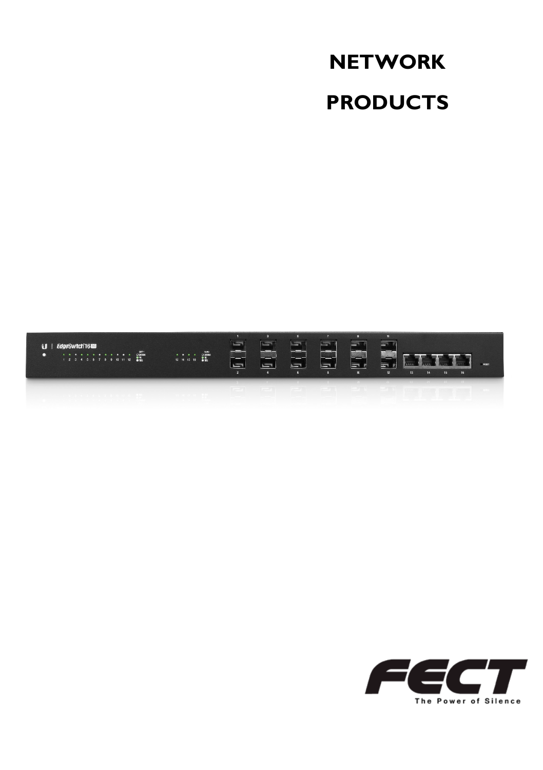# NETWORK PRODUCTS

The Power of Silence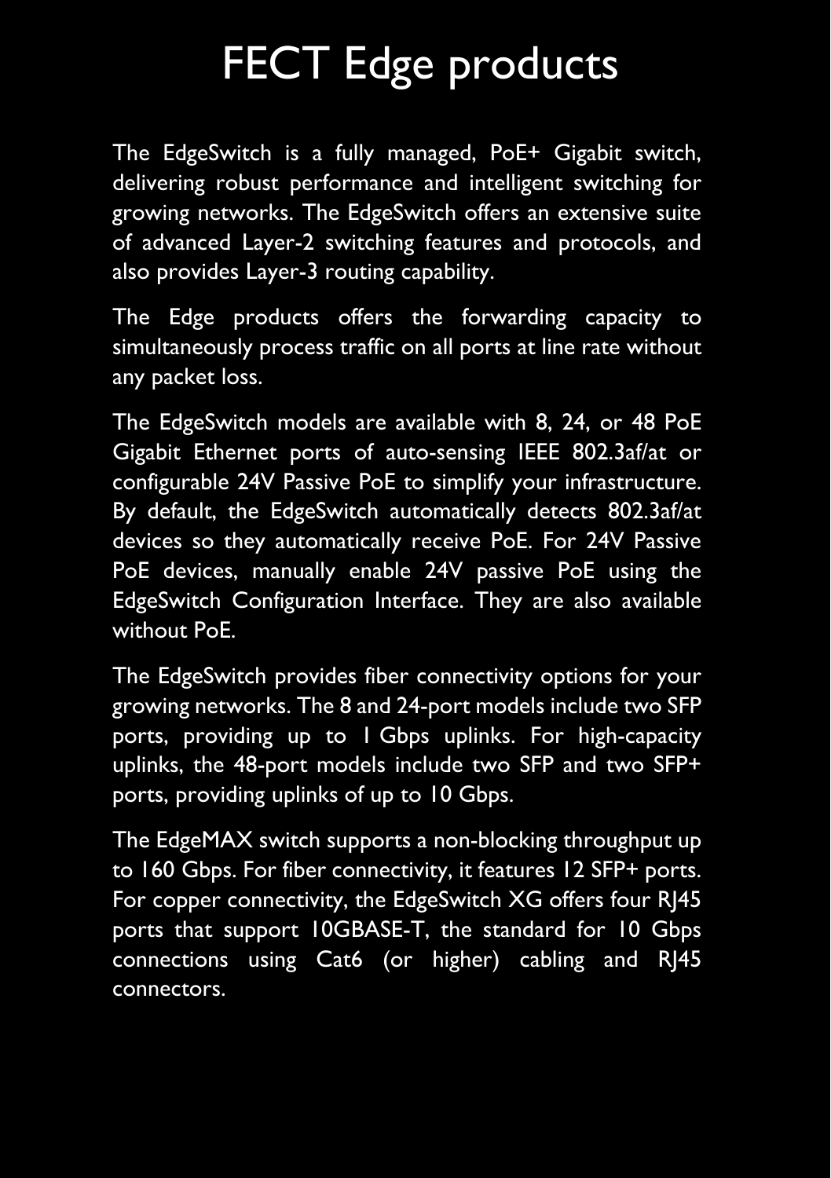# FECT Edge products

The EdgeSwitch is a fully managed, PoE+ Gigabit switch, delivering robust performance and intelligent switching for growing networks. The EdgeSwitch offers an extensive suite of advanced Layer-2 switching features and protocols, and also provides Layer-3 routing capability.

The Edge products offers the forwarding capacity to simultaneously process traffic on all ports at line rate without any packet loss.

The EdgeSwitch models are available with 8, 24, or 48 PoE Gigabit Ethernet ports of auto-sensing IEEE 802.3af/at or configurable 24V Passive PoE to simplify your infrastructure. By default, the EdgeSwitch automatically detects 802.3af/at devices so they automatically receive PoE. For 24V Passive PoE devices, manually enable 24V passive PoE using the EdgeSwitch Configuration Interface. They are also available without PoE.

The EdgeSwitch provides fiber connectivity options for your growing networks. The 8 and 24-port models include two SFP ports, providing up to 1 Gbps uplinks. For high-capacity uplinks, the 48-port models include two SFP and two SFP+ ports, providing uplinks of up to 10 Gbps.

The EdgeMAX switch supports a non-blocking throughput up to 160 Gbps. For fiber connectivity, it features 12 SFP+ ports. For copper connectivity, the EdgeSwitch XG offers four RJ45 ports that support 10GBASE-T, the standard for 10 Gbps connections using Cat6 (or higher) cabling and RJ45 connectors.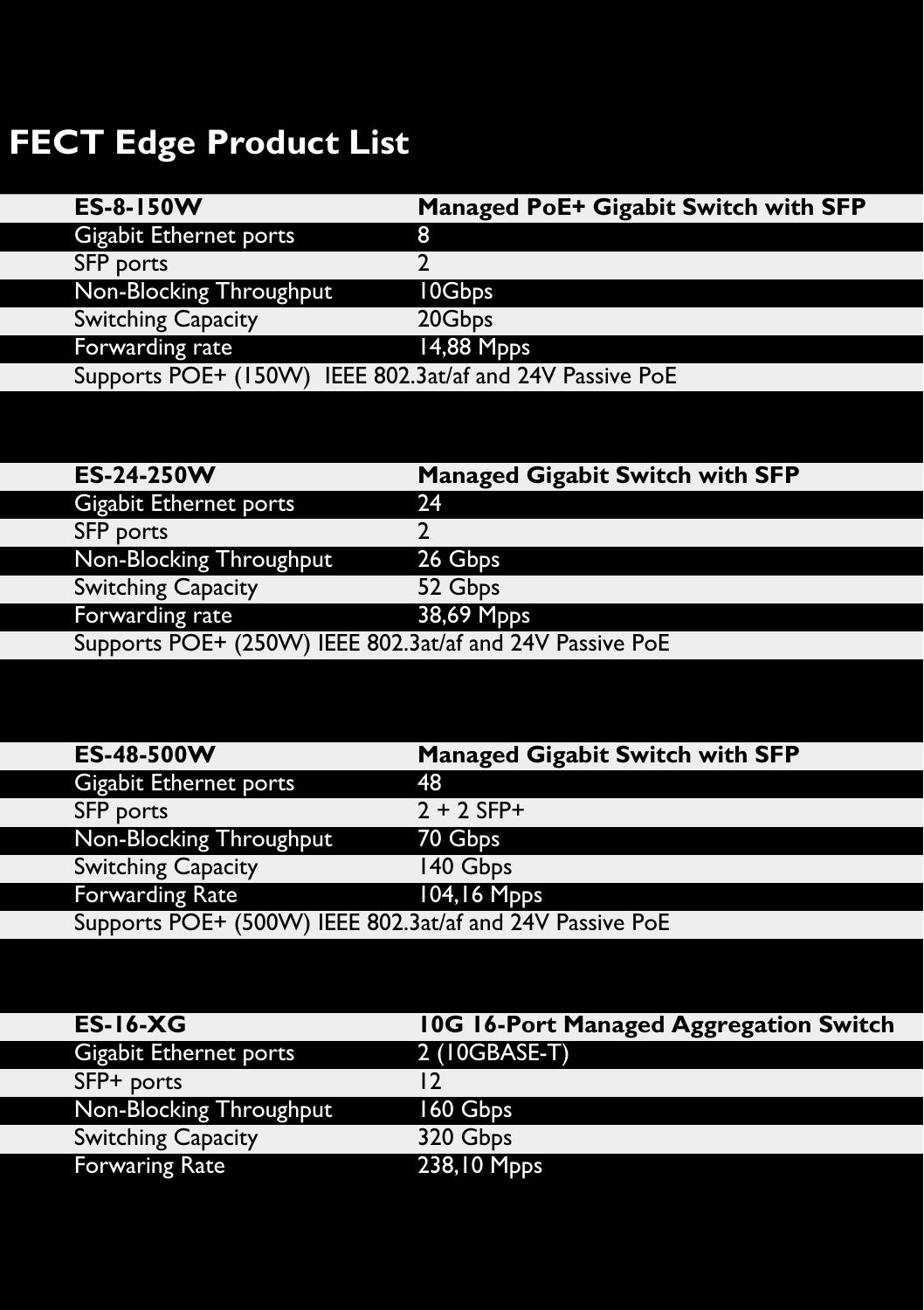# FECT Edge Product List

| ES-8-150W | Managed PoE+ Gigabit Switch with SFP |
|---|---|
| Gigabit Ethernet ports | 8 |
| SFP ports | 2 |
| Non-Blocking Throughput | 10Gbps |
| Switching Capacity | 20Gbps |
| Forwarding rate | 14,88 Mpps |
| Supports POE+ (150W) IEEE 802.3at/af and 24V Passive PoE | |

| ES-24-250W | Managed Gigabit Switch with SFP |
|---|---|
| Gigabit Ethernet ports | 24 |
| SFP ports | 2 |
| Non-Blocking Throughput | 26 Gbps |
| Switching Capacity | 52 Gbps |
| Forwarding rate | 38,69 Mpps |
| Supports POE+ (250W) IEEE 802.3at/af and 24V Passive PoE | |

| ES-48-500W | Managed Gigabit Switch with SFP |
|---|---|
| Gigabit Ethernet ports | 48 |
| SFP ports | 2 + 2 SFP+ |
| Non-Blocking Throughput | 70 Gbps |
| Switching Capacity | 140 Gbps |
| Forwarding Rate | 104,16 Mpps |
| Supports POE+ (500W) IEEE 802.3at/af and 24V Passive PoE | |

| ES-16-XG | 10G 16-Port Managed Aggregation Switch |
|---|---|
| Gigabit Ethernet ports | 2 (10GBASE-T) |
| SFP+ ports | 12 |
| Non-Blocking Throughput | 160 Gbps |
| Switching Capacity | 320 Gbps |
| Forwaring Rate | 238,10 Mpps |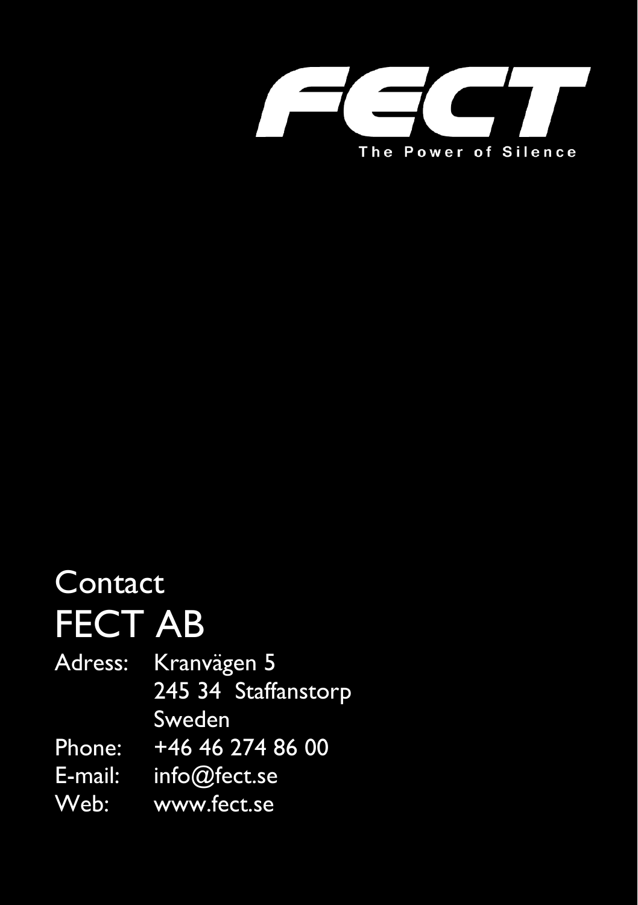FECT

The Power of Silence

# Contact

## FECT AB

Adress: Kranvägen 5
245 34 Staffanstorp
Sweden

Phone: +46 46 274 86 00

E-mail: info@fect.se

Web: www.fect.se